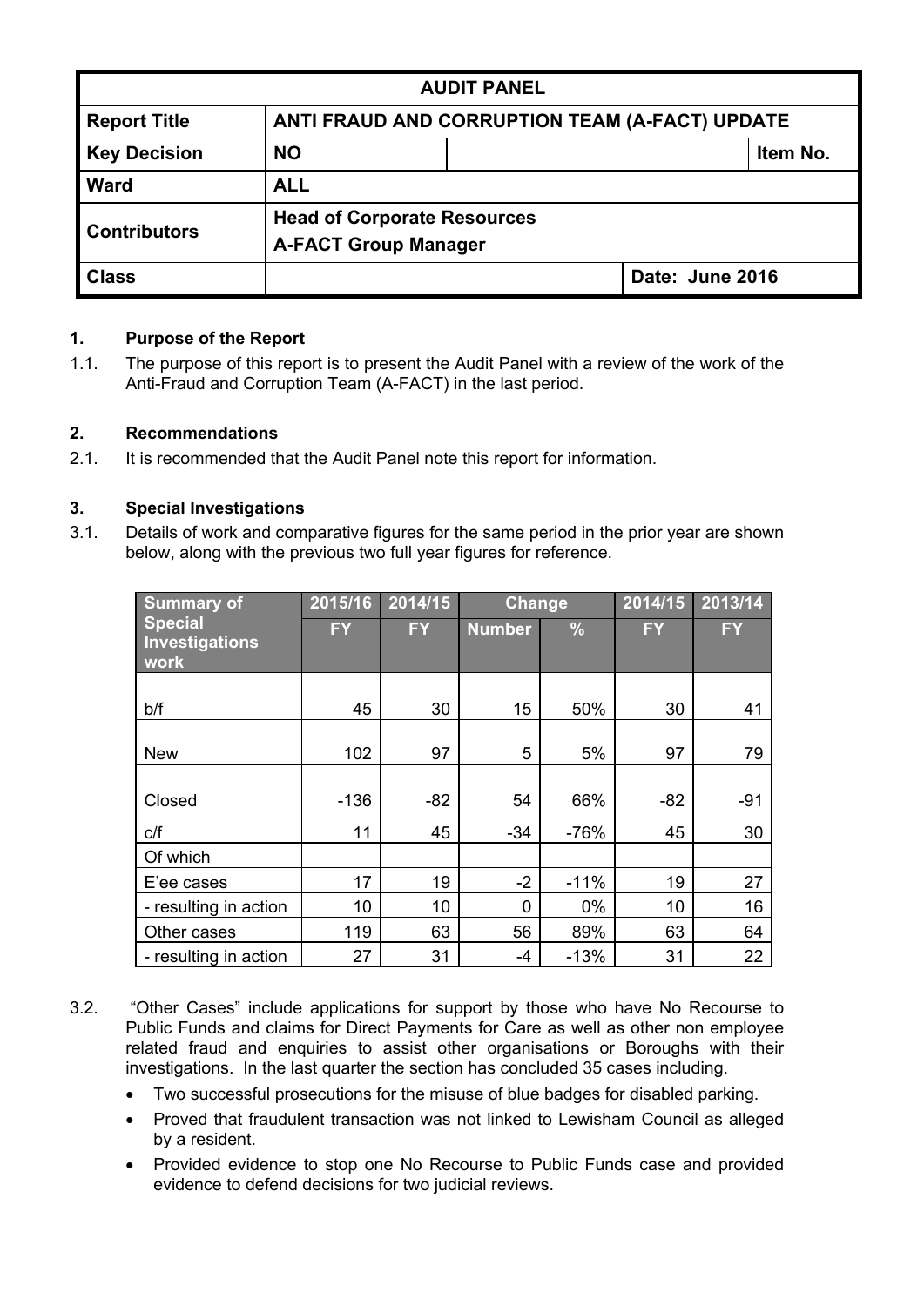| AUDIT PANEL | | | |
|---|---|---|---|
| **Report Title** | **ANTI FRAUD AND CORRUPTION TEAM (A-FACT) UPDATE** | | |
| **Key Decision** | **NO** | | **Item No.** |
| **Ward** | **ALL** | | |
| **Contributors** | **Head of Corporate Resources**<br>**A-FACT Group Manager** | | |
| **Class** | | **Date: June 2016** | |

## 1. Purpose of the Report

1.1. The purpose of this report is to present the Audit Panel with a review of the work of the Anti-Fraud and Corruption Team (A-FACT) in the last period.

## 2. Recommendations

2.1. It is recommended that the Audit Panel note this report for information.

## 3. Special Investigations

3.1. Details of work and comparative figures for the same period in the prior year are shown below, along with the previous two full year figures for reference.

| Summary of Special Investigations work | 2015/16 | 2014/15 | Change | | 2014/15 | 2013/14 |
|---|---|---|---|---|---|---|
| | FY | FY | Number | % | FY | FY |
| b/f | 45 | 30 | 15 | 50% | 30 | 41 |
| New | 102 | 97 | 5 | 5% | 97 | 79 |
| Closed | -136 | -82 | 54 | 66% | -82 | -91 |
| c/f | 11 | 45 | -34 | -76% | 45 | 30 |
| Of which | | | | | | |
| E'ee cases | 17 | 19 | -2 | -11% | 19 | 27 |
| - resulting in action | 10 | 10 | 0 | 0% | 10 | 16 |
| Other cases | 119 | 63 | 56 | 89% | 63 | 64 |
| - resulting in action | 27 | 31 | -4 | -13% | 31 | 22 |

3.2. "Other Cases" include applications for support by those who have No Recourse to Public Funds and claims for Direct Payments for Care as well as other non employee related fraud and enquiries to assist other organisations or Boroughs with their investigations. In the last quarter the section has concluded 35 cases including.

- Two successful prosecutions for the misuse of blue badges for disabled parking.
- Proved that fraudulent transaction was not linked to Lewisham Council as alleged by a resident.
- Provided evidence to stop one No Recourse to Public Funds case and provided evidence to defend decisions for two judicial reviews.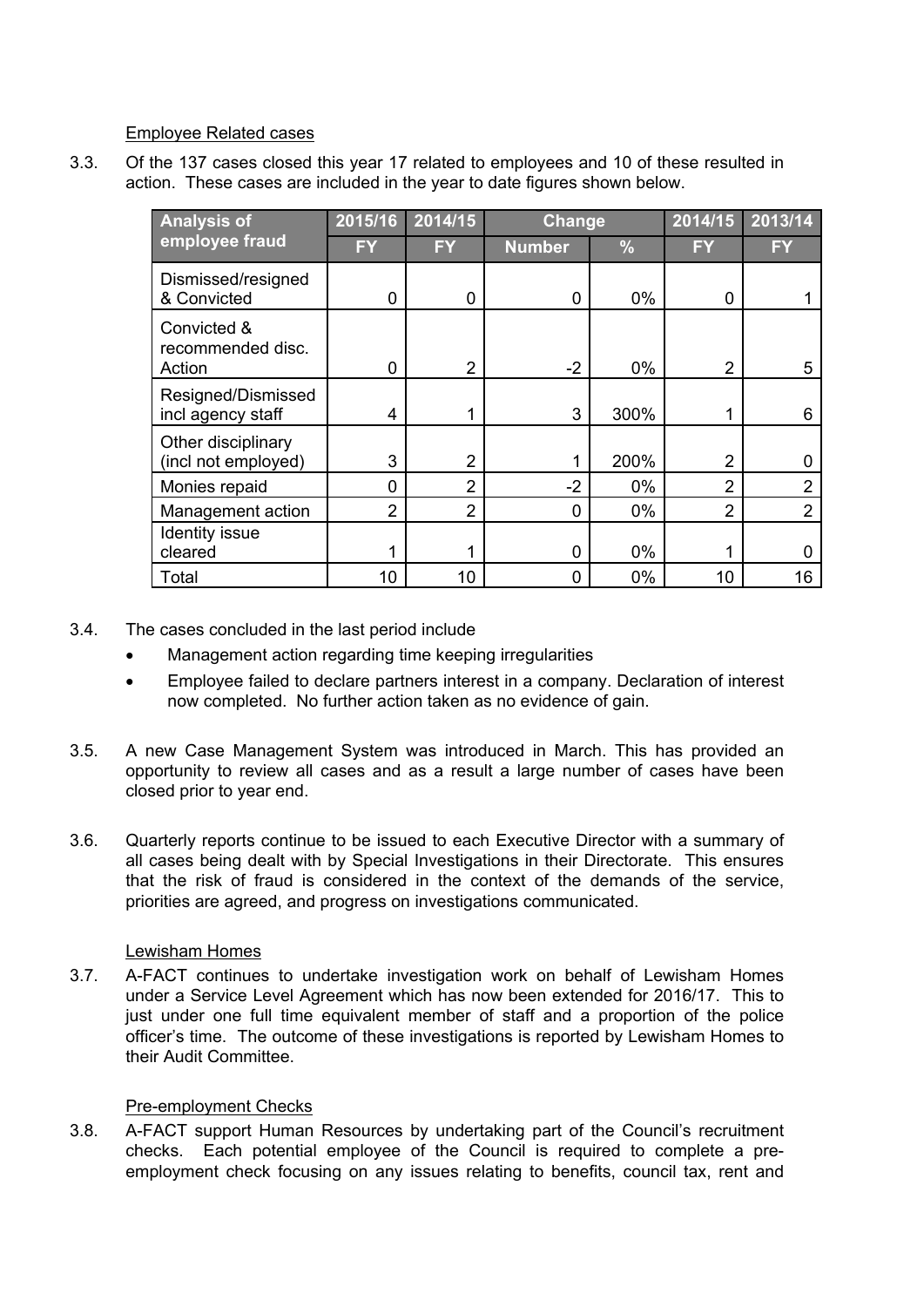Employee Related cases

3.3. Of the 137 cases closed this year 17 related to employees and 10 of these resulted in action. These cases are included in the year to date figures shown below.

| Analysis of employee fraud | 2015/16 | 2014/15 | Change | | 2014/15 | 2013/14 |
|---|---|---|---|---|---|---|
| | FY | FY | Number | % | FY | FY |
| Dismissed/resigned & Convicted | 0 | 0 | 0 | 0% | 0 | 1 |
| Convicted & recommended disc. Action | 0 | 2 | -2 | 0% | 2 | 5 |
| Resigned/Dismissed incl agency staff | 4 | 1 | 3 | 300% | 1 | 6 |
| Other disciplinary (incl not employed) | 3 | 2 | 1 | 200% | 2 | 0 |
| Monies repaid | 0 | 2 | -2 | 0% | 2 | 2 |
| Management action | 2 | 2 | 0 | 0% | 2 | 2 |
| Identity issue cleared | 1 | 1 | 0 | 0% | 1 | 0 |
| Total | 10 | 10 | 0 | 0% | 10 | 16 |

3.4. The cases concluded in the last period include

- Management action regarding time keeping irregularities
- Employee failed to declare partners interest in a company. Declaration of interest now completed. No further action taken as no evidence of gain.

3.5. A new Case Management System was introduced in March. This has provided an opportunity to review all cases and as a result a large number of cases have been closed prior to year end.

3.6. Quarterly reports continue to be issued to each Executive Director with a summary of all cases being dealt with by Special Investigations in their Directorate. This ensures that the risk of fraud is considered in the context of the demands of the service, priorities are agreed, and progress on investigations communicated.

Lewisham Homes

3.7. A-FACT continues to undertake investigation work on behalf of Lewisham Homes under a Service Level Agreement which has now been extended for 2016/17. This to just under one full time equivalent member of staff and a proportion of the police officer's time. The outcome of these investigations is reported by Lewisham Homes to their Audit Committee.

Pre-employment Checks

3.8. A-FACT support Human Resources by undertaking part of the Council's recruitment checks. Each potential employee of the Council is required to complete a pre-employment check focusing on any issues relating to benefits, council tax, rent and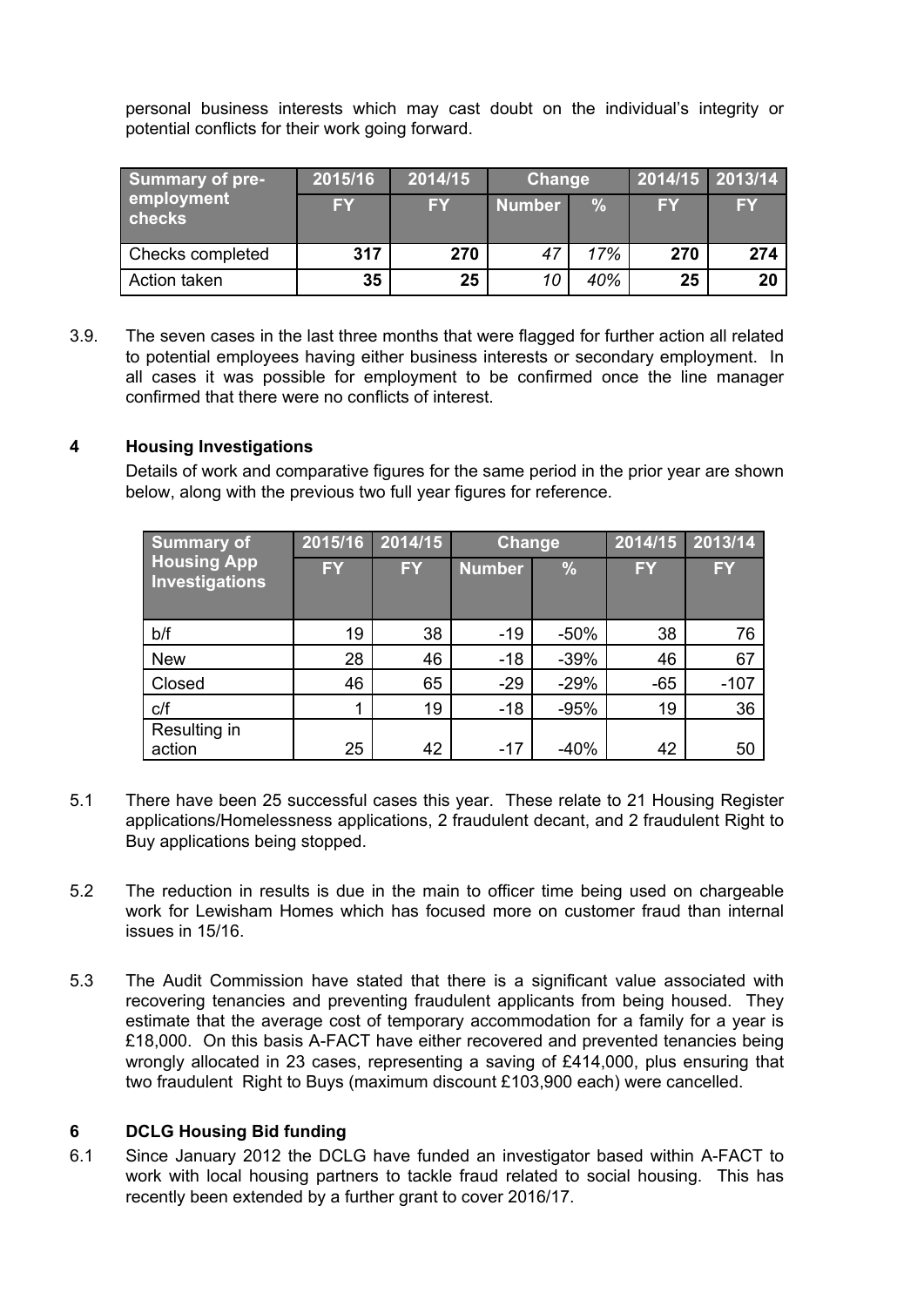personal business interests which may cast doubt on the individual's integrity or potential conflicts for their work going forward.

| Summary of pre-employment checks | 2015/16 | 2014/15 | Change | | 2014/15 | 2013/14 |
|---|---|---|---|---|---|---|
| | FY | FY | Number | % | FY | FY |
| Checks completed | **317** | **270** | *47* | *17%* | **270** | **274** |
| Action taken | **35** | **25** | *10* | *40%* | **25** | **20** |

3.9. The seven cases in the last three months that were flagged for further action all related to potential employees having either business interests or secondary employment. In all cases it was possible for employment to be confirmed once the line manager confirmed that there were no conflicts of interest.

## 4 Housing Investigations

Details of work and comparative figures for the same period in the prior year are shown below, along with the previous two full year figures for reference.

| Summary of Housing App Investigations | 2015/16 | 2014/15 | Change | | 2014/15 | 2013/14 |
|---|---|---|---|---|---|---|
| | FY | FY | Number | % | FY | FY |
| b/f | 19 | 38 | -19 | -50% | 38 | 76 |
| New | 28 | 46 | -18 | -39% | 46 | 67 |
| Closed | 46 | 65 | -29 | -29% | -65 | -107 |
| c/f | 1 | 19 | -18 | -95% | 19 | 36 |
| Resulting in action | 25 | 42 | -17 | -40% | 42 | 50 |

5.1 There have been 25 successful cases this year. These relate to 21 Housing Register applications/Homelessness applications, 2 fraudulent decant, and 2 fraudulent Right to Buy applications being stopped.

5.2 The reduction in results is due in the main to officer time being used on chargeable work for Lewisham Homes which has focused more on customer fraud than internal issues in 15/16.

5.3 The Audit Commission have stated that there is a significant value associated with recovering tenancies and preventing fraudulent applicants from being housed. They estimate that the average cost of temporary accommodation for a family for a year is £18,000. On this basis A-FACT have either recovered and prevented tenancies being wrongly allocated in 23 cases, representing a saving of £414,000, plus ensuring that two fraudulent Right to Buys (maximum discount £103,900 each) were cancelled.

## 6 DCLG Housing Bid funding

6.1 Since January 2012 the DCLG have funded an investigator based within A-FACT to work with local housing partners to tackle fraud related to social housing. This has recently been extended by a further grant to cover 2016/17.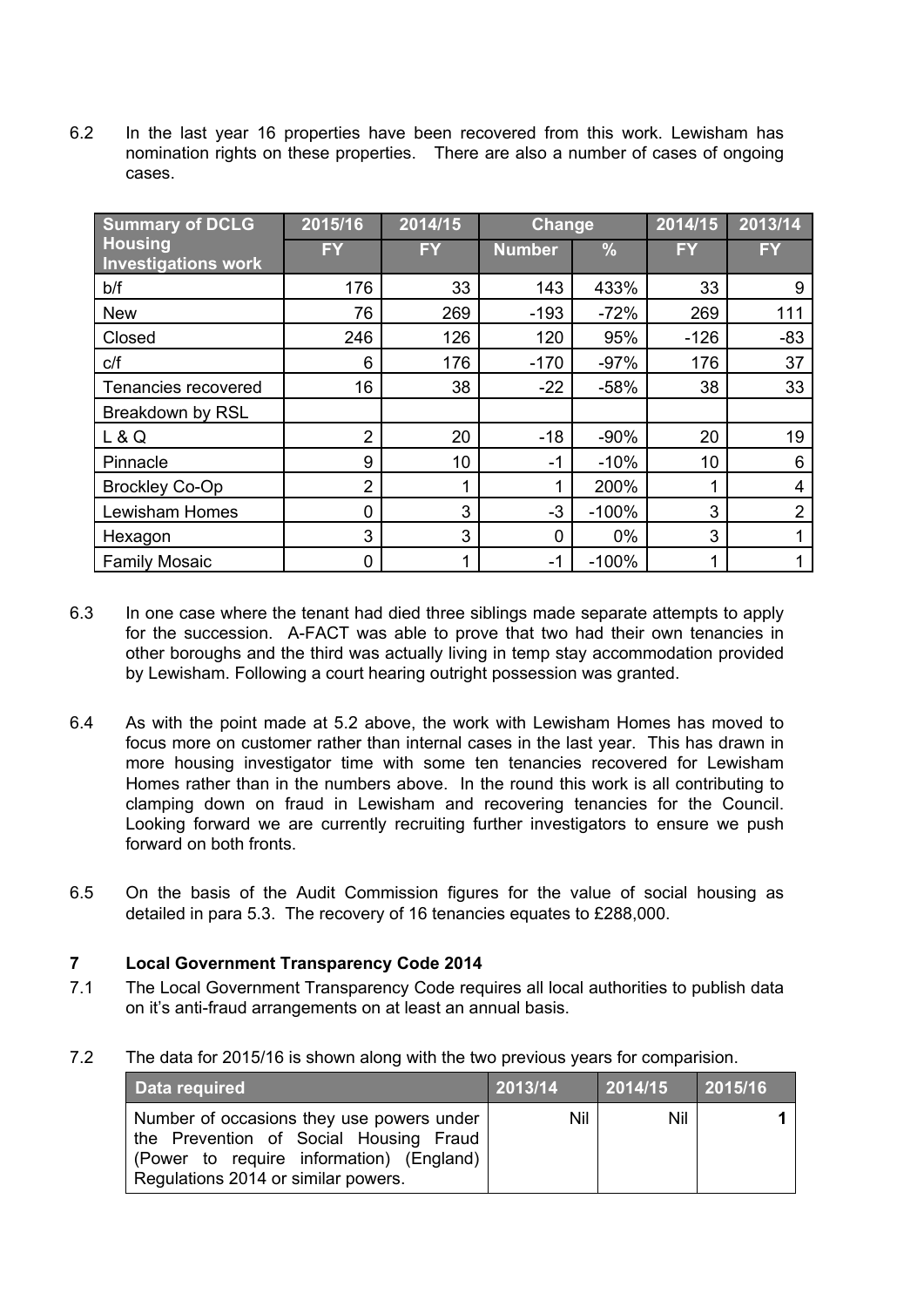6.2 In the last year 16 properties have been recovered from this work. Lewisham has nomination rights on these properties. There are also a number of cases of ongoing cases.

| Summary of DCLG Housing Investigations work | 2015/16 | 2014/15 | Change | | 2014/15 | 2013/14 |
|---|---|---|---|---|---|---|
| | FY | FY | Number | % | FY | FY |
| b/f | 176 | 33 | 143 | 433% | 33 | 9 |
| New | 76 | 269 | -193 | -72% | 269 | 111 |
| Closed | 246 | 126 | 120 | 95% | -126 | -83 |
| c/f | 6 | 176 | -170 | -97% | 176 | 37 |
| Tenancies recovered | 16 | 38 | -22 | -58% | 38 | 33 |
| Breakdown by RSL | | | | | | |
| L & Q | 2 | 20 | -18 | -90% | 20 | 19 |
| Pinnacle | 9 | 10 | -1 | -10% | 10 | 6 |
| Brockley Co-Op | 2 | 1 | 1 | 200% | 1 | 4 |
| Lewisham Homes | 0 | 3 | -3 | -100% | 3 | 2 |
| Hexagon | 3 | 3 | 0 | 0% | 3 | 1 |
| Family Mosaic | 0 | 1 | -1 | -100% | 1 | 1 |

6.3 In one case where the tenant had died three siblings made separate attempts to apply for the succession. A-FACT was able to prove that two had their own tenancies in other boroughs and the third was actually living in temp stay accommodation provided by Lewisham. Following a court hearing outright possession was granted.

6.4 As with the point made at 5.2 above, the work with Lewisham Homes has moved to focus more on customer rather than internal cases in the last year. This has drawn in more housing investigator time with some ten tenancies recovered for Lewisham Homes rather than in the numbers above. In the round this work is all contributing to clamping down on fraud in Lewisham and recovering tenancies for the Council. Looking forward we are currently recruiting further investigators to ensure we push forward on both fronts.

6.5 On the basis of the Audit Commission figures for the value of social housing as detailed in para 5.3. The recovery of 16 tenancies equates to £288,000.

## 7 Local Government Transparency Code 2014

7.1 The Local Government Transparency Code requires all local authorities to publish data on it's anti-fraud arrangements on at least an annual basis.

7.2 The data for 2015/16 is shown along with the two previous years for comparision.

| Data required | 2013/14 | 2014/15 | 2015/16 |
|---|---|---|---|
| Number of occasions they use powers under the Prevention of Social Housing Fraud (Power to require information) (England) Regulations 2014 or similar powers. | Nil | Nil | **1** |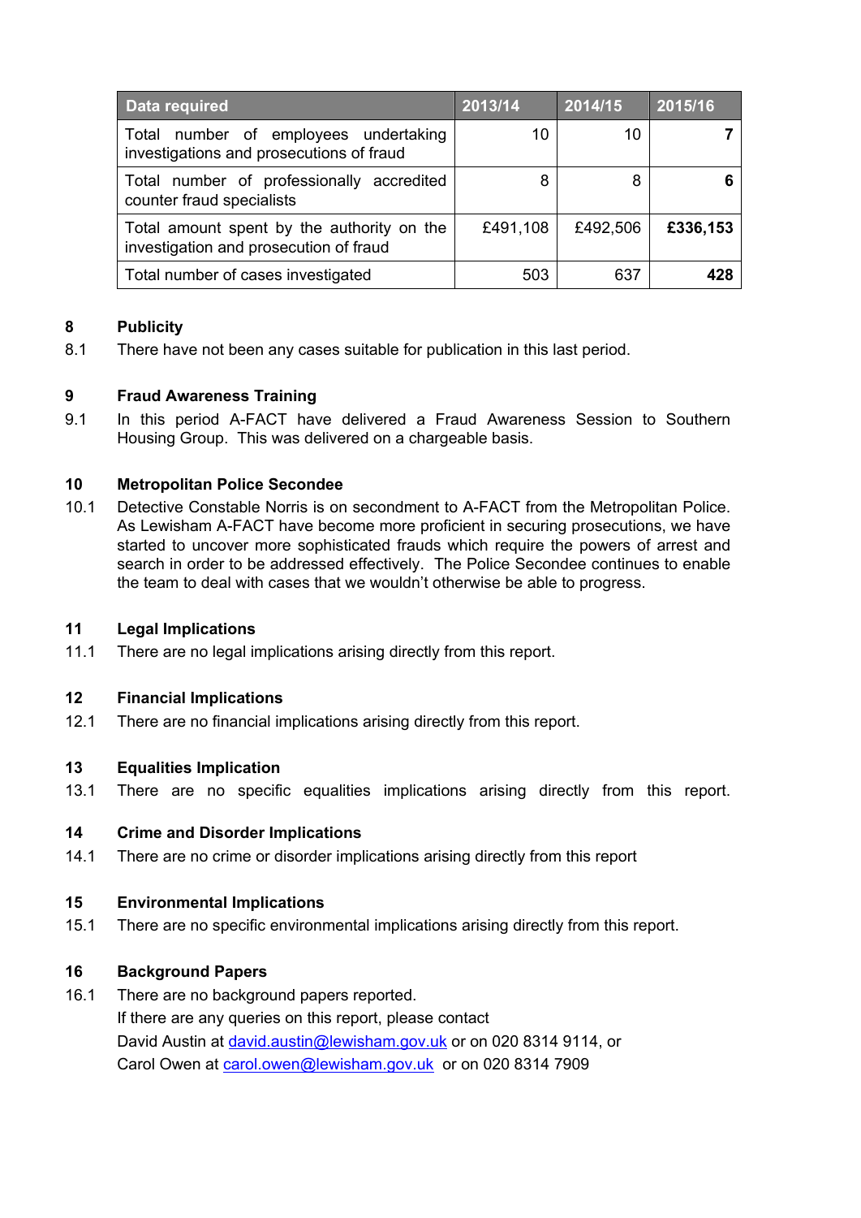| Data required | 2013/14 | 2014/15 | 2015/16 |
|---|---|---|---|
| Total number of employees undertaking investigations and prosecutions of fraud | 10 | 10 | **7** |
| Total number of professionally accredited counter fraud specialists | 8 | 8 | **6** |
| Total amount spent by the authority on the investigation and prosecution of fraud | £491,108 | £492,506 | **£336,153** |
| Total number of cases investigated | 503 | 637 | **428** |

## 8 Publicity

8.1 There have not been any cases suitable for publication in this last period.

## 9 Fraud Awareness Training

9.1 In this period A-FACT have delivered a Fraud Awareness Session to Southern Housing Group. This was delivered on a chargeable basis.

## 10 Metropolitan Police Secondee

10.1 Detective Constable Norris is on secondment to A-FACT from the Metropolitan Police. As Lewisham A-FACT have become more proficient in securing prosecutions, we have started to uncover more sophisticated frauds which require the powers of arrest and search in order to be addressed effectively. The Police Secondee continues to enable the team to deal with cases that we wouldn't otherwise be able to progress.

## 11 Legal Implications

11.1 There are no legal implications arising directly from this report.

## 12 Financial Implications

12.1 There are no financial implications arising directly from this report.

## 13 Equalities Implication

13.1 There are no specific equalities implications arising directly from this report.

## 14 Crime and Disorder Implications

14.1 There are no crime or disorder implications arising directly from this report

## 15 Environmental Implications

15.1 There are no specific environmental implications arising directly from this report.

## 16 Background Papers

16.1 There are no background papers reported.
If there are any queries on this report, please contact
David Austin at david.austin@lewisham.gov.uk or on 020 8314 9114, or
Carol Owen at carol.owen@lewisham.gov.uk or on 020 8314 7909